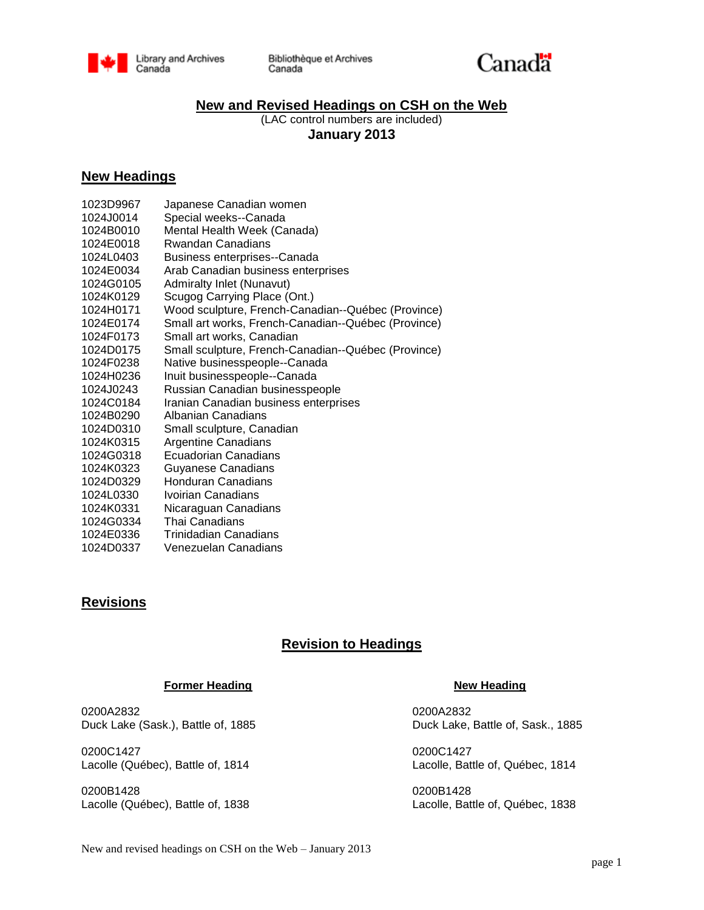# New and Revised Headings on CSH on the Web

(LAC control numbers are included)

**January 2013**

## New Headings

| | |
|---|---|
| 1023D9967 | Japanese Canadian women |
| 1024J0014 | Special weeks--Canada |
| 1024B0010 | Mental Health Week (Canada) |
| 1024E0018 | Rwandan Canadians |
| 1024L0403 | Business enterprises--Canada |
| 1024E0034 | Arab Canadian business enterprises |
| 1024G0105 | Admiralty Inlet (Nunavut) |
| 1024K0129 | Scugog Carrying Place (Ont.) |
| 1024H0171 | Wood sculpture, French-Canadian--Québec (Province) |
| 1024E0174 | Small art works, French-Canadian--Québec (Province) |
| 1024F0173 | Small art works, Canadian |
| 1024D0175 | Small sculpture, French-Canadian--Québec (Province) |
| 1024F0238 | Native businesspeople--Canada |
| 1024H0236 | Inuit businesspeople--Canada |
| 1024J0243 | Russian Canadian businesspeople |
| 1024C0184 | Iranian Canadian business enterprises |
| 1024B0290 | Albanian Canadians |
| 1024D0310 | Small sculpture, Canadian |
| 1024K0315 | Argentine Canadians |
| 1024G0318 | Ecuadorian Canadians |
| 1024K0323 | Guyanese Canadians |
| 1024D0329 | Honduran Canadians |
| 1024L0330 | Ivoirian Canadians |
| 1024K0331 | Nicaraguan Canadians |
| 1024G0334 | Thai Canadians |
| 1024E0336 | Trinidadian Canadians |
| 1024D0337 | Venezuelan Canadians |

## Revisions

### Revision to Headings

| Former Heading | New Heading |
|---|---|
| 0200A2832<br>Duck Lake (Sask.), Battle of, 1885 | 0200A2832<br>Duck Lake, Battle of, Sask., 1885 |
| 0200C1427<br>Lacolle (Québec), Battle of, 1814 | 0200C1427<br>Lacolle, Battle of, Québec, 1814 |
| 0200B1428<br>Lacolle (Québec), Battle of, 1838 | 0200B1428<br>Lacolle, Battle of, Québec, 1838 |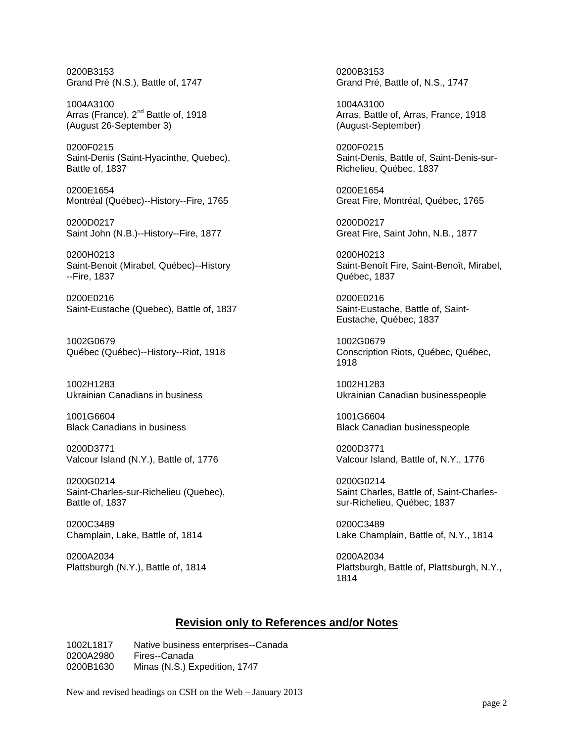| Old heading | New heading |
| --- | --- |
| 0200B3153<br>Grand Pré (N.S.), Battle of, 1747 | 0200B3153<br>Grand Pré, Battle of, N.S., 1747 |
| 1004A3100<br>Arras (France), 2nd Battle of, 1918 (August 26-September 3) | 1004A3100<br>Arras, Battle of, Arras, France, 1918 (August-September) |
| 0200F0215<br>Saint-Denis (Saint-Hyacinthe, Quebec), Battle of, 1837 | 0200F0215<br>Saint-Denis, Battle of, Saint-Denis-sur-Richelieu, Québec, 1837 |
| 0200E1654<br>Montréal (Québec)--History--Fire, 1765 | 0200E1654<br>Great Fire, Montréal, Québec, 1765 |
| 0200D0217<br>Saint John (N.B.)--History--Fire, 1877 | 0200D0217<br>Great Fire, Saint John, N.B., 1877 |
| 0200H0213<br>Saint-Benoit (Mirabel, Québec)--History--Fire, 1837 | 0200H0213<br>Saint-Benoît Fire, Saint-Benoît, Mirabel, Québec, 1837 |
| 0200E0216<br>Saint-Eustache (Quebec), Battle of, 1837 | 0200E0216<br>Saint-Eustache, Battle of, Saint-Eustache, Québec, 1837 |
| 1002G0679<br>Québec (Québec)--History--Riot, 1918 | 1002G0679<br>Conscription Riots, Québec, Québec, 1918 |
| 1002H1283<br>Ukrainian Canadians in business | 1002H1283<br>Ukrainian Canadian businesspeople |
| 1001G6604<br>Black Canadians in business | 1001G6604<br>Black Canadian businesspeople |
| 0200D3771<br>Valcour Island (N.Y.), Battle of, 1776 | 0200D3771<br>Valcour Island, Battle of, N.Y., 1776 |
| 0200G0214<br>Saint-Charles-sur-Richelieu (Quebec), Battle of, 1837 | 0200G0214<br>Saint Charles, Battle of, Saint-Charles-sur-Richelieu, Québec, 1837 |
| 0200C3489<br>Champlain, Lake, Battle of, 1814 | 0200C3489<br>Lake Champlain, Battle of, N.Y., 1814 |
| 0200A2034<br>Plattsburgh (N.Y.), Battle of, 1814 | 0200A2034<br>Plattsburgh, Battle of, Plattsburgh, N.Y., 1814 |

## **Revision only to References and/or Notes**

| | |
| --- | --- |
| 1002L1817 | Native business enterprises--Canada |
| 0200A2980 | Fires--Canada |
| 0200B1630 | Minas (N.S.) Expedition, 1747 |

New and revised headings on CSH on the Web – January 2013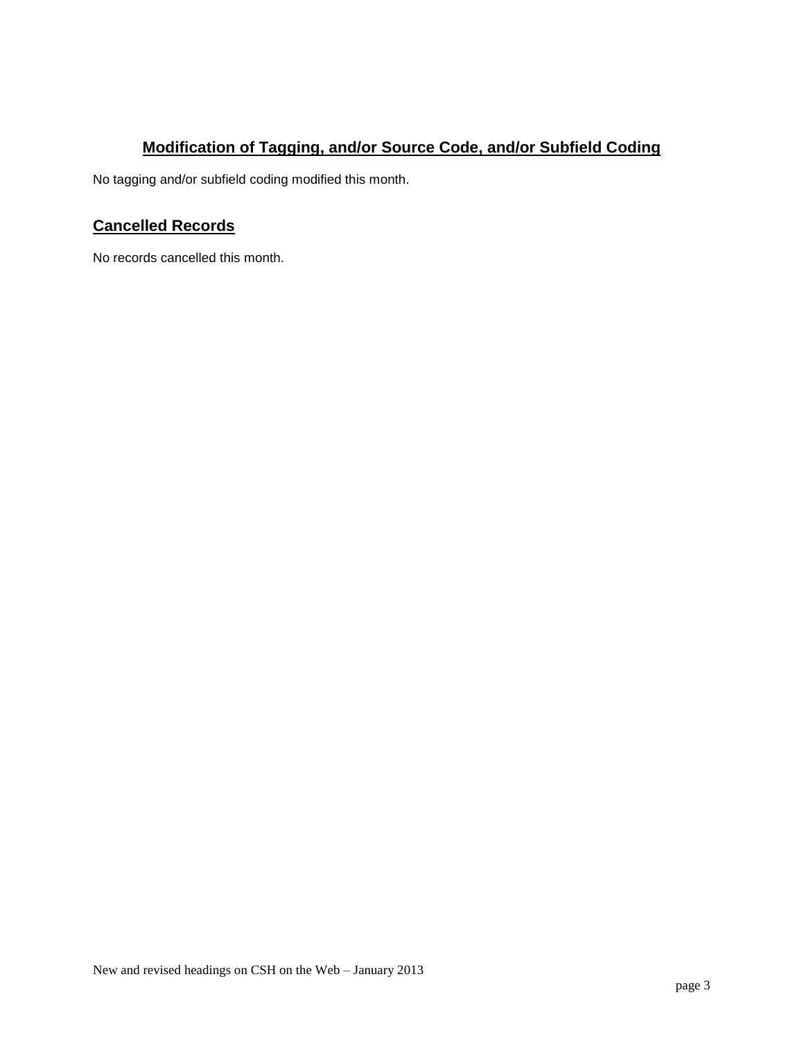## Modification of Tagging, and/or Source Code, and/or Subfield Coding

No tagging and/or subfield coding modified this month.

## Cancelled Records

No records cancelled this month.